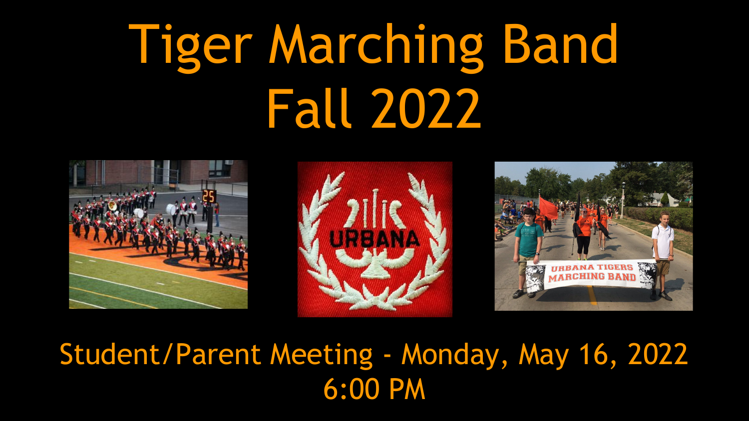# Tiger Marching Band
# Fall 2022

Student/Parent Meeting - Monday, May 16, 2022
6:00 PM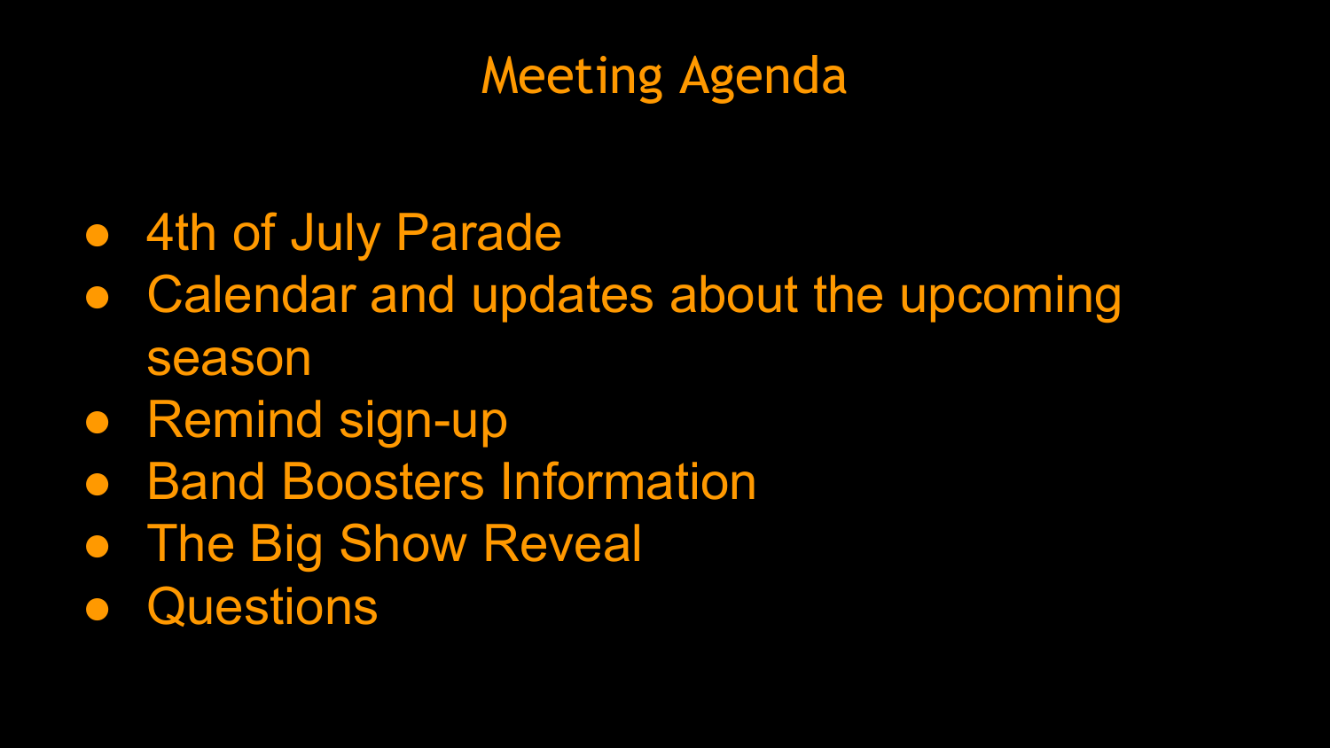# Meeting Agenda

- 4th of July Parade
- Calendar and updates about the upcoming season
- Remind sign-up
- Band Boosters Information
- The Big Show Reveal
- Questions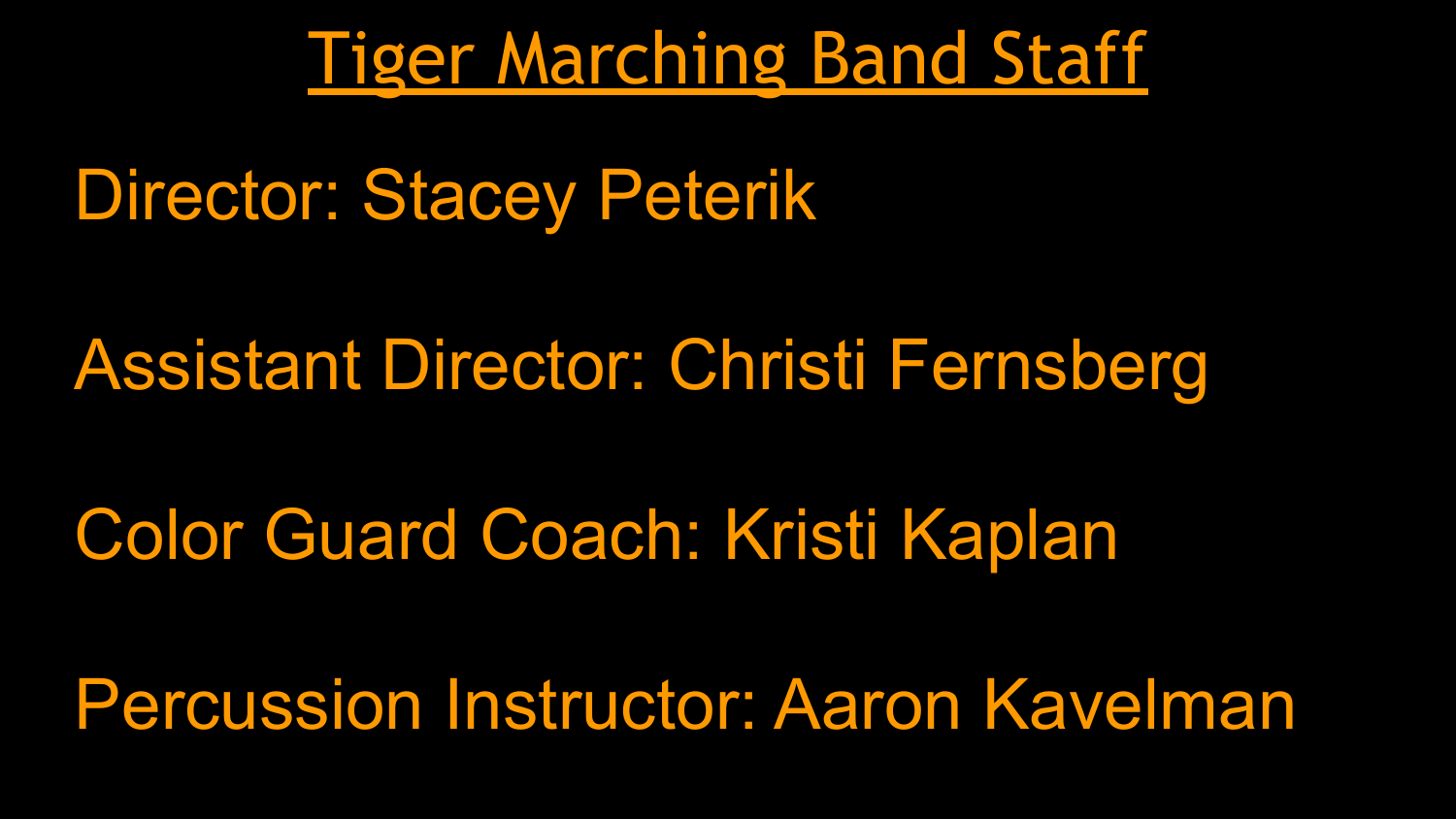# Tiger Marching Band Staff

Director: Stacey Peterik

Assistant Director: Christi Fernsberg

Color Guard Coach: Kristi Kaplan

Percussion Instructor: Aaron Kavelman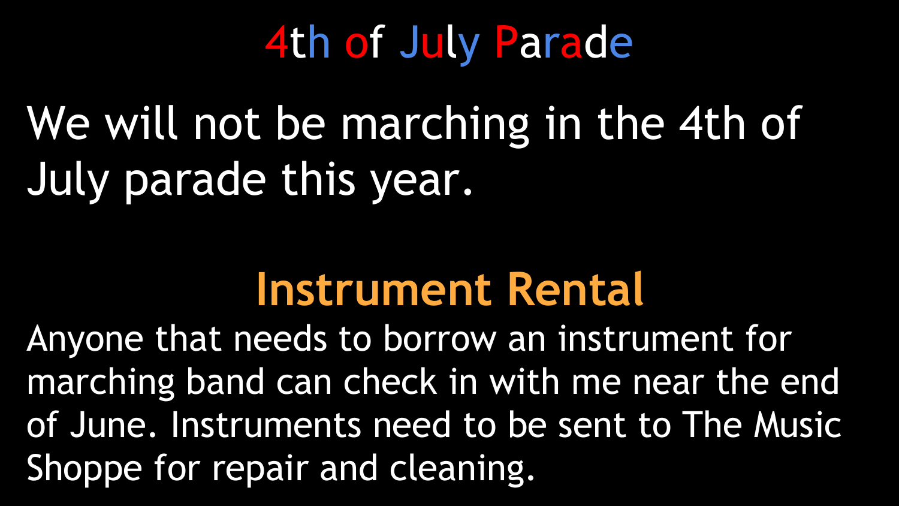# 4th of July Parade

We will not be marching in the 4th of July parade this year.

## Instrument Rental

Anyone that needs to borrow an instrument for marching band can check in with me near the end of June. Instruments need to be sent to The Music Shoppe for repair and cleaning.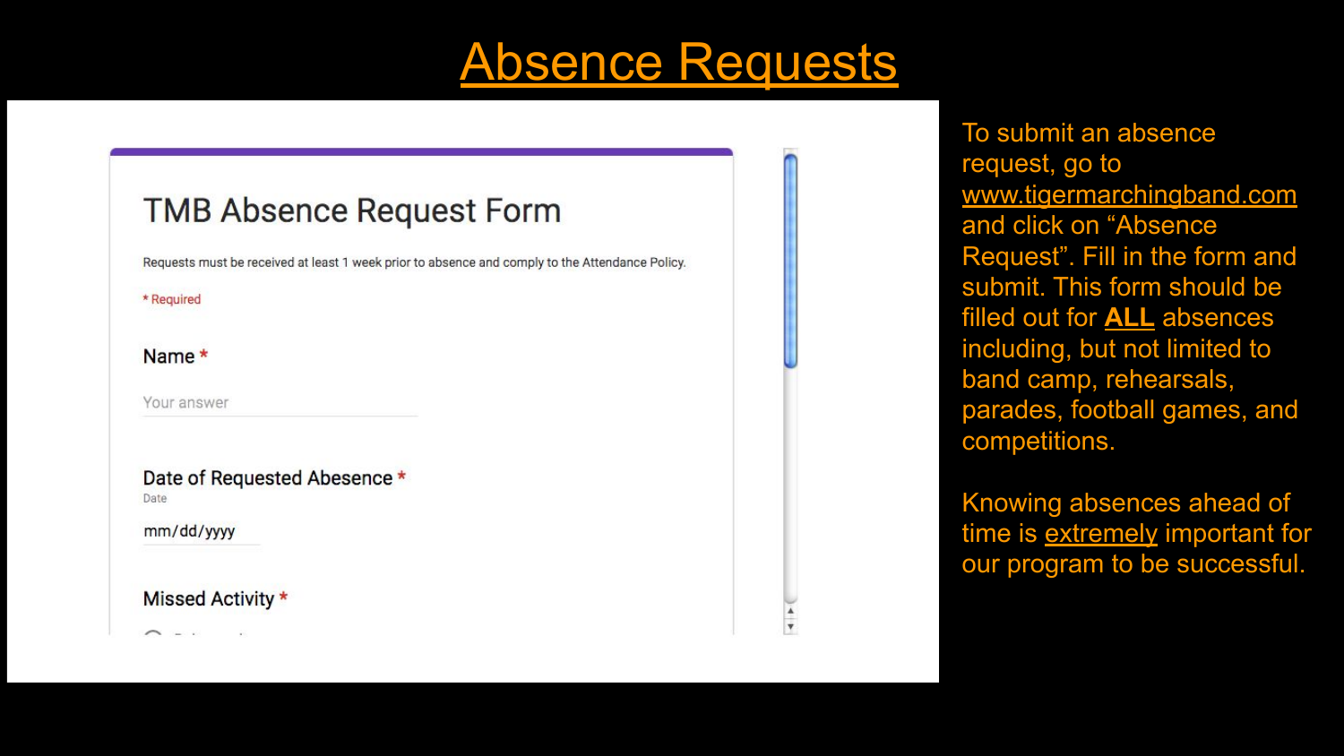# Absence Requests

TMB Absence Request Form

Requests must be received at least 1 week prior to absence and comply to the Attendance Policy.

* Required

Name *

Your answer

Date of Requested Abesence *

Date

mm/dd/yyyy

Missed Activity *

To submit an absence request, go to www.tigermarchingband.com and click on "Absence Request". Fill in the form and submit. This form should be filled out for **ALL** absences including, but not limited to band camp, rehearsals, parades, football games, and competitions.

Knowing absences ahead of time is extremely important for our program to be successful.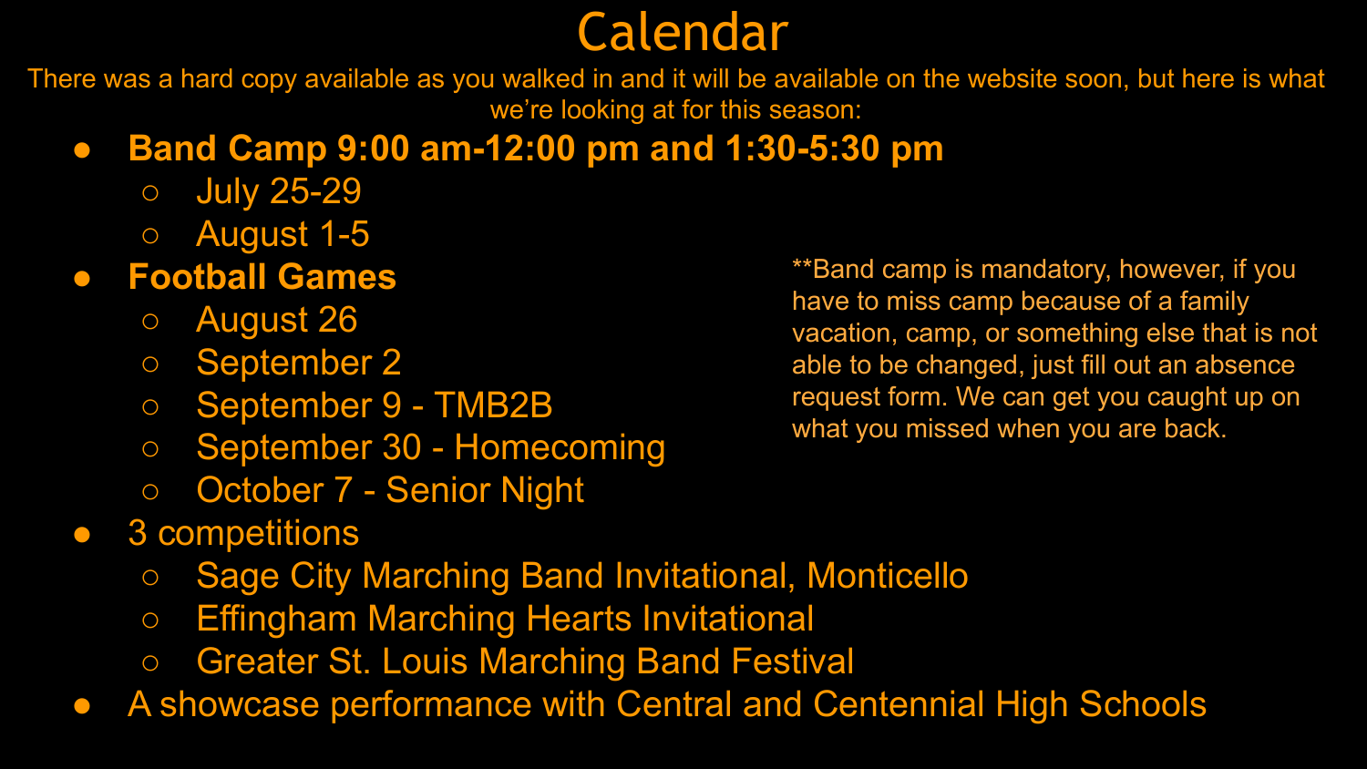# Calendar

There was a hard copy available as you walked in and it will be available on the website soon, but here is what we're looking at for this season:

- **Band Camp 9:00 am-12:00 pm and 1:30-5:30 pm**
  - July 25-29
  - August 1-5
- **Football Games**
  - August 26
  - September 2
  - September 9 - TMB2B
  - September 30 - Homecoming
  - October 7 - Senior Night
- 3 competitions
  - Sage City Marching Band Invitational, Monticello
  - Effingham Marching Hearts Invitational
  - Greater St. Louis Marching Band Festival
- A showcase performance with Central and Centennial High Schools

**Band camp is mandatory, however, if you have to miss camp because of a family vacation, camp, or something else that is not able to be changed, just fill out an absence request form. We can get you caught up on what you missed when you are back.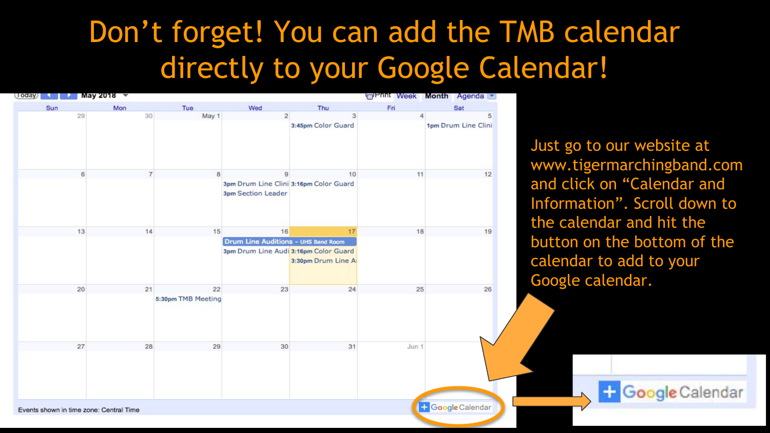# Don't forget! You can add the TMB calendar directly to your Google Calendar!

Just go to our website at www.tigermarchingband.com and click on "Calendar and Information". Scroll down to the calendar and hit the button on the bottom of the calendar to add to your Google calendar.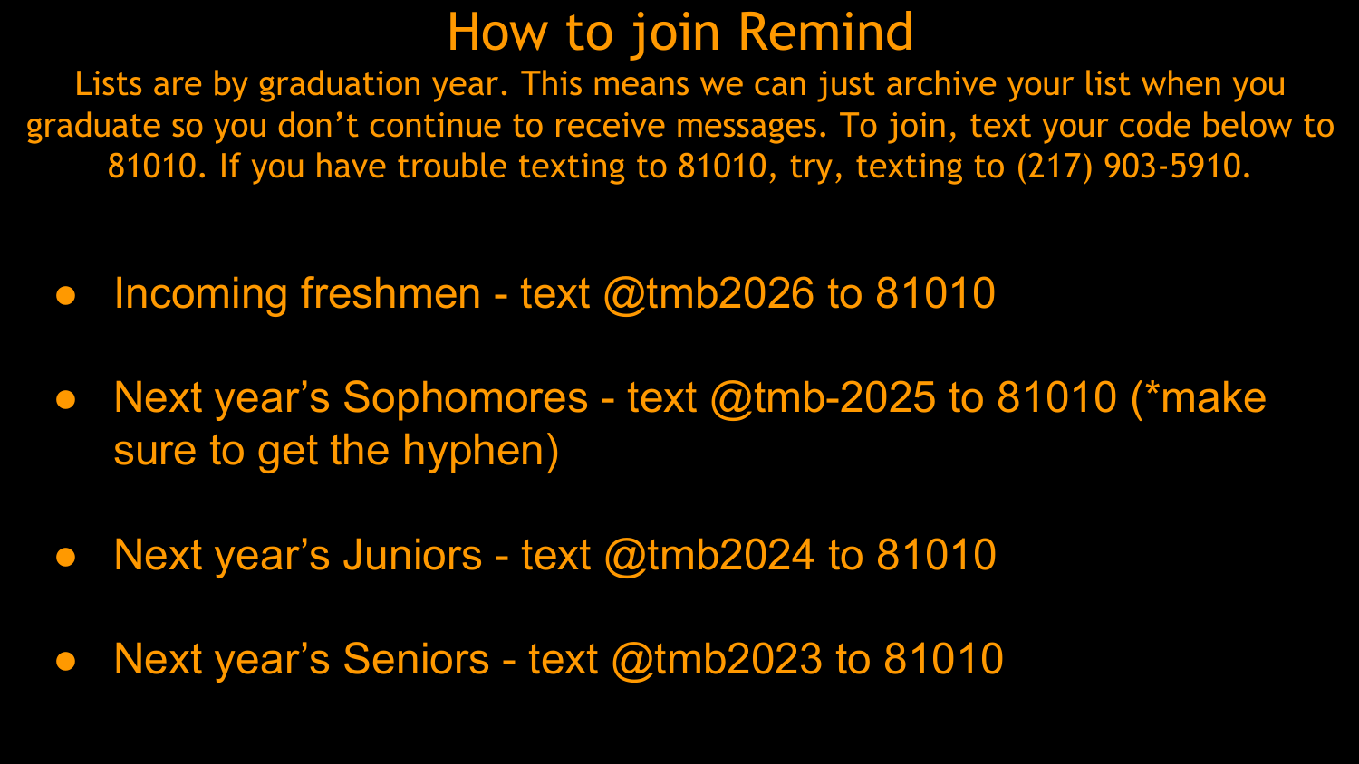# How to join Remind

Lists are by graduation year. This means we can just archive your list when you graduate so you don’t continue to receive messages. To join, text your code below to 81010. If you have trouble texting to 81010, try, texting to (217) 903-5910.

- Incoming freshmen - text @tmb2026 to 81010
- Next year’s Sophomores - text @tmb-2025 to 81010 (*make sure to get the hyphen)
- Next year’s Juniors - text @tmb2024 to 81010
- Next year’s Seniors - text @tmb2023 to 81010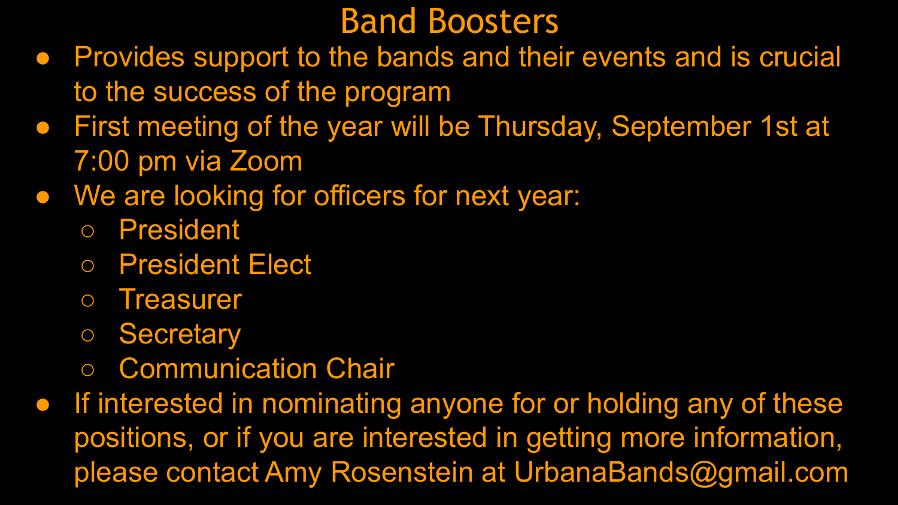# Band Boosters

- Provides support to the bands and their events and is crucial to the success of the program
- First meeting of the year will be Thursday, September 1st at 7:00 pm via Zoom
- We are looking for officers for next year:
  - President
  - President Elect
  - Treasurer
  - Secretary
  - Communication Chair
- If interested in nominating anyone for or holding any of these positions, or if you are interested in getting more information, please contact Amy Rosenstein at UrbanaBands@gmail.com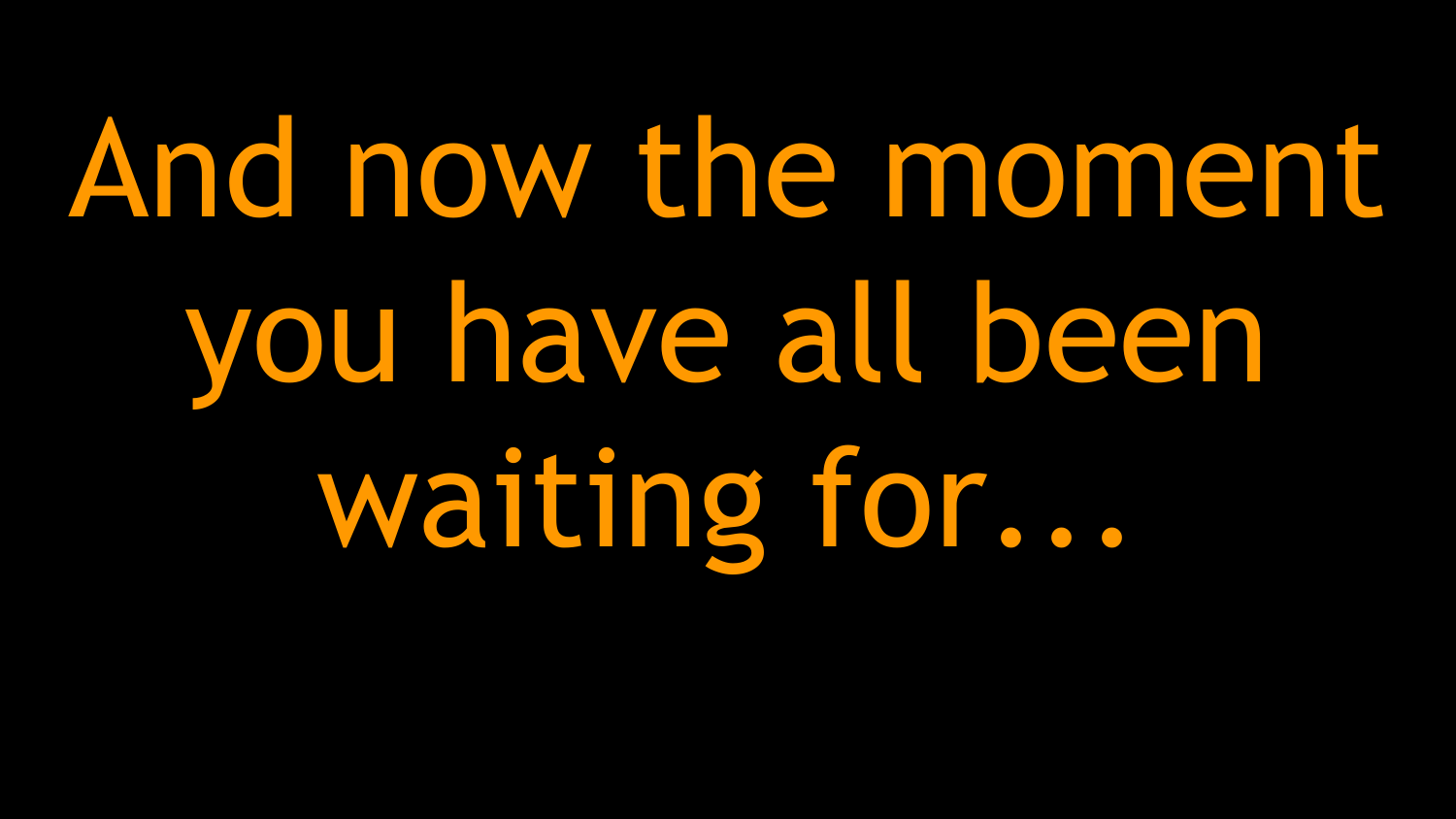And now the moment you have all been waiting for...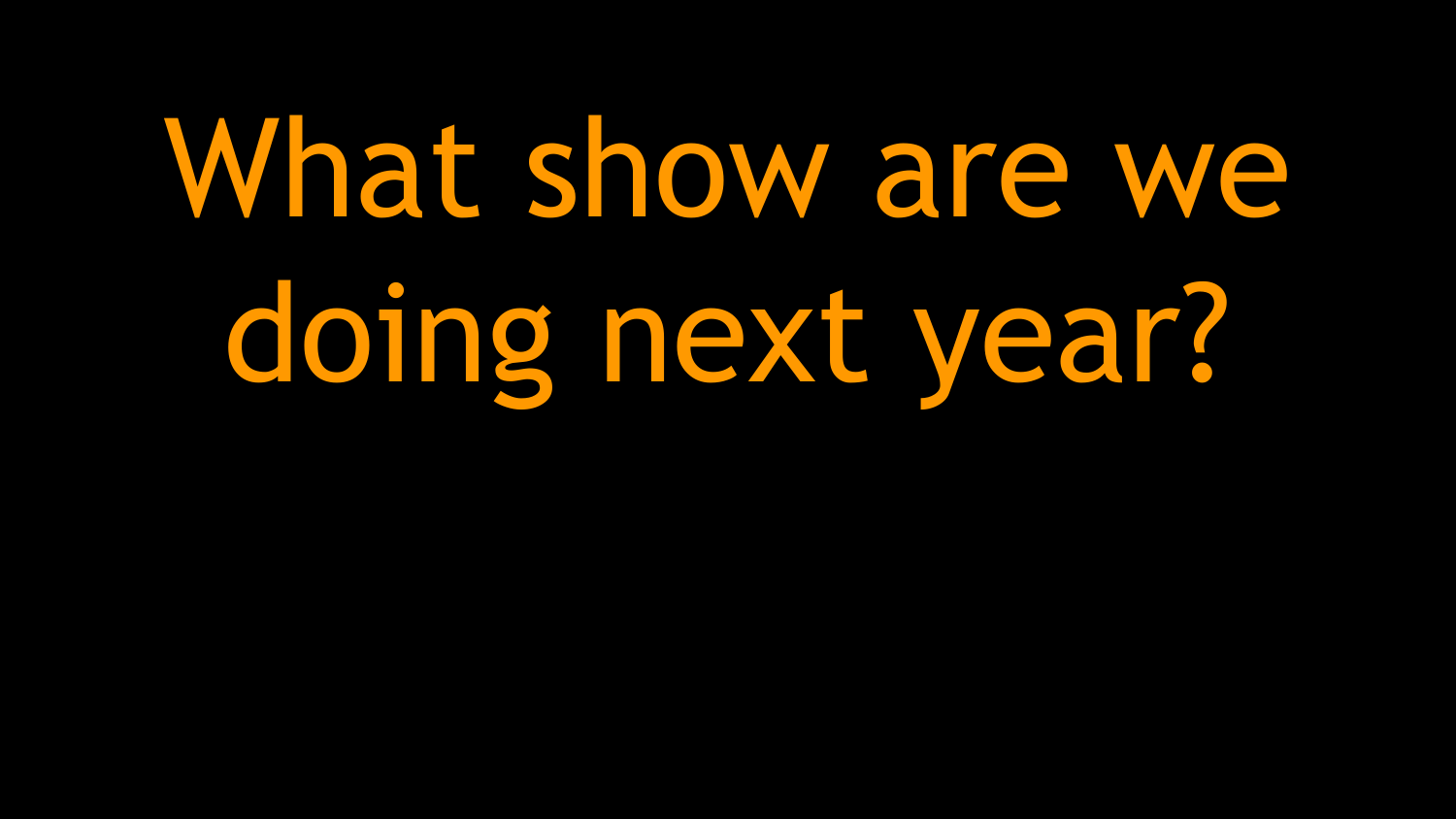# What show are we doing next year?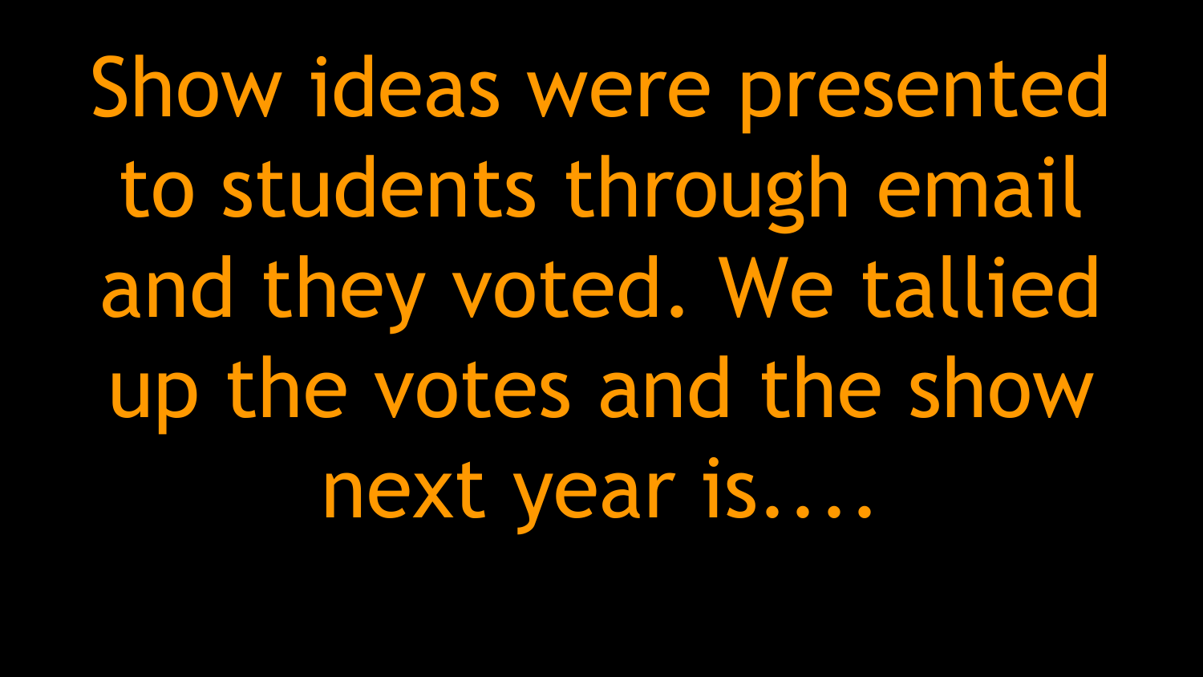Show ideas were presented to students through email and they voted. We tallied up the votes and the show next year is....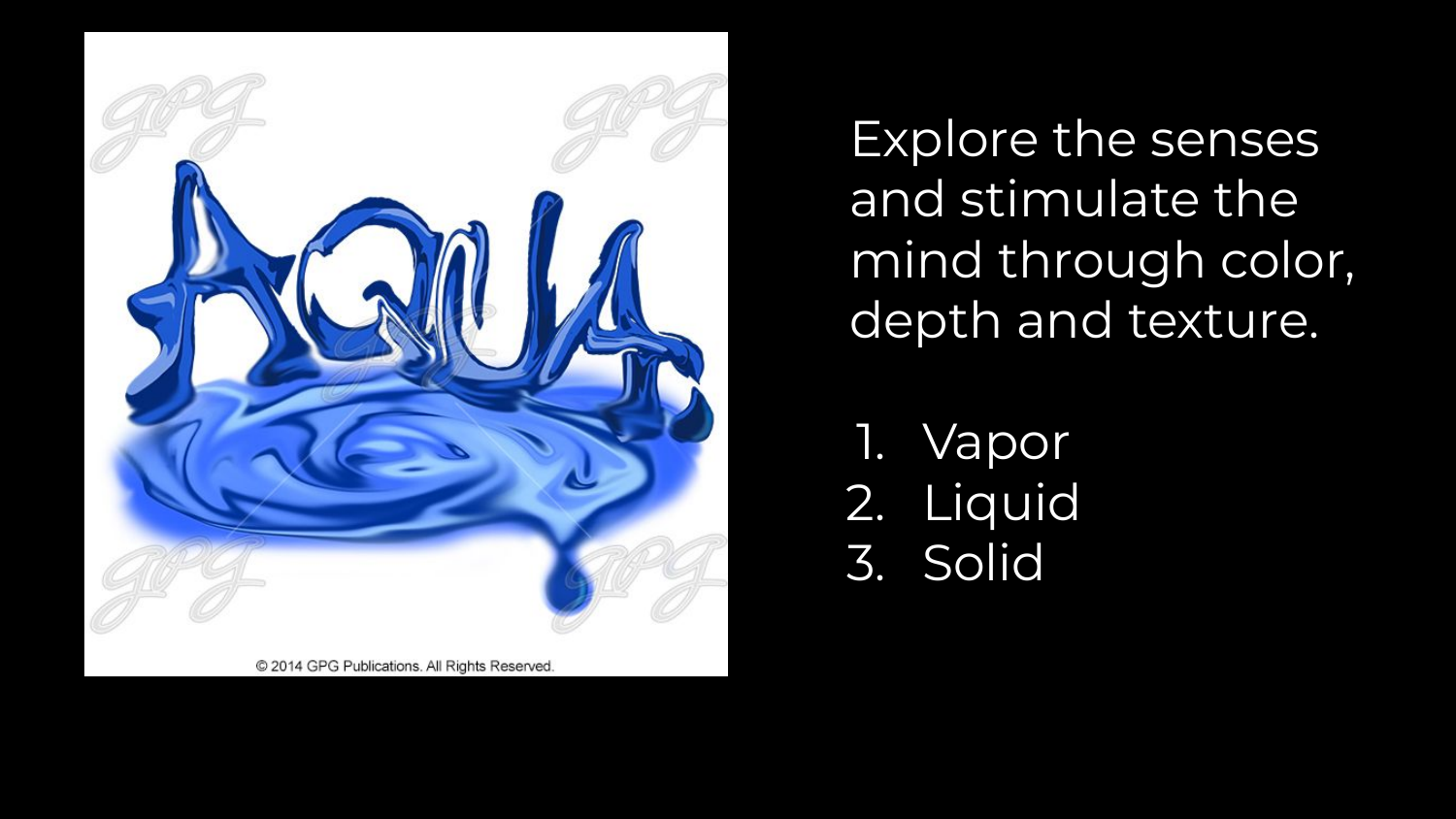Explore the senses and stimulate the mind through color, depth and texture.

1. Vapor
2. Liquid
3. Solid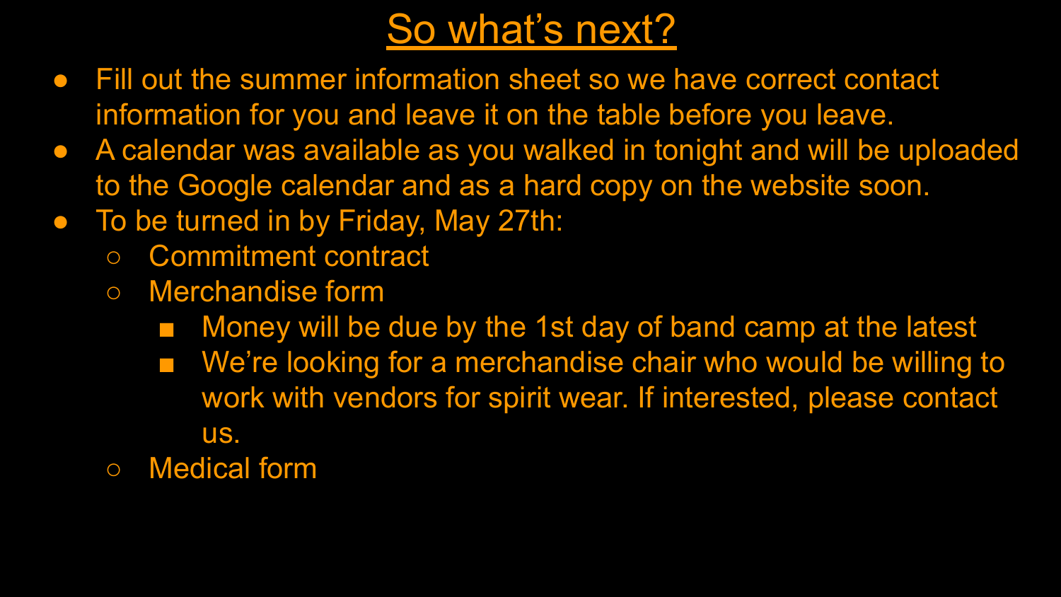# So what's next?

- Fill out the summer information sheet so we have correct contact information for you and leave it on the table before you leave.
- A calendar was available as you walked in tonight and will be uploaded to the Google calendar and as a hard copy on the website soon.
- To be turned in by Friday, May 27th:
  - Commitment contract
  - Merchandise form
    - Money will be due by the 1st day of band camp at the latest
    - We're looking for a merchandise chair who would be willing to work with vendors for spirit wear. If interested, please contact us.
  - Medical form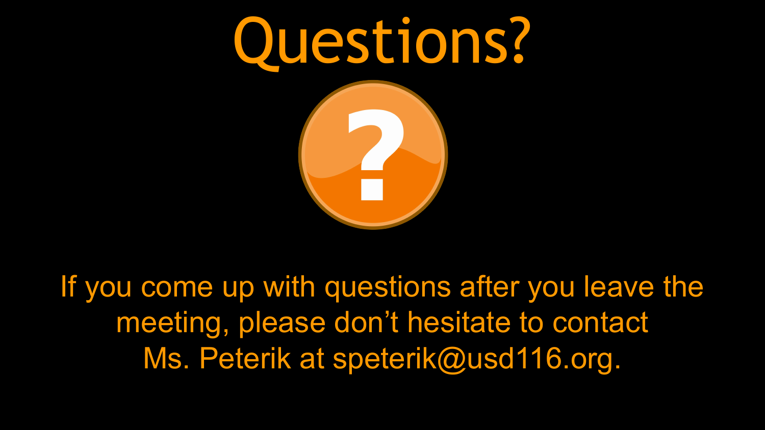# Questions?

If you come up with questions after you leave the meeting, please don't hesitate to contact Ms. Peterik at speterik@usd116.org.